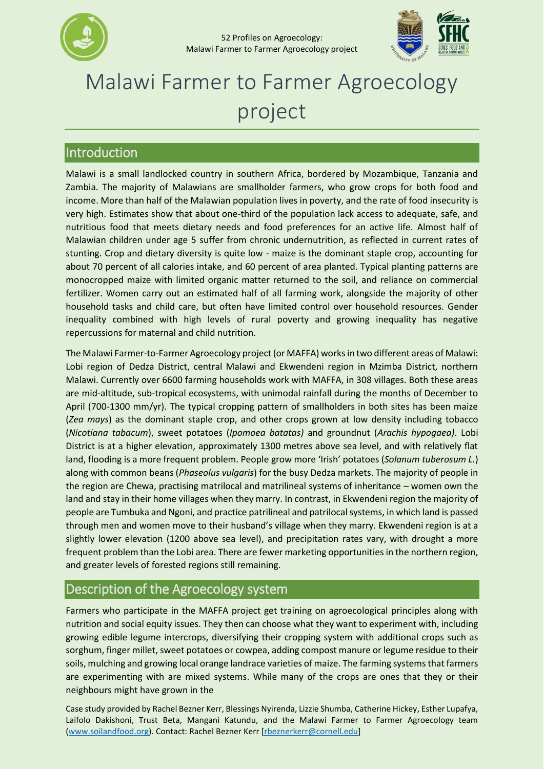# Malawi Farmer to Farmer Agroecology project

## Introduction

Malawi is a small landlocked country in southern Africa, bordered by Mozambique, Tanzania and Zambia. The majority of Malawians are smallholder farmers, who grow crops for both food and income. More than half of the Malawian population lives in poverty, and the rate of food insecurity is very high. Estimates show that about one-third of the population lack access to adequate, safe, and nutritious food that meets dietary needs and food preferences for an active life. Almost half of Malawian children under age 5 suffer from chronic undernutrition, as reflected in current rates of stunting. Crop and dietary diversity is quite low - maize is the dominant staple crop, accounting for about 70 percent of all calories intake, and 60 percent of area planted. Typical planting patterns are monocropped maize with limited organic matter returned to the soil, and reliance on commercial fertilizer. Women carry out an estimated half of all farming work, alongside the majority of other household tasks and child care, but often have limited control over household resources. Gender inequality combined with high levels of rural poverty and growing inequality has negative repercussions for maternal and child nutrition.

The Malawi Farmer-to-Farmer Agroecology project (or MAFFA) works in two different areas of Malawi: Lobi region of Dedza District, central Malawi and Ekwendeni region in Mzimba District, northern Malawi. Currently over 6600 farming households work with MAFFA, in 308 villages. Both these areas are mid-altitude, sub-tropical ecosystems, with unimodal rainfall during the months of December to April (700-1300 mm/yr). The typical cropping pattern of smallholders in both sites has been maize (*Zea mays*) as the dominant staple crop, and other crops grown at low density including tobacco (*Nicotiana tabacum*), sweet potatoes (*Ipomoea batatas)* and groundnut (*Arachis hypogaea)*. Lobi District is at a higher elevation, approximately 1300 metres above sea level, and with relatively flat land, flooding is a more frequent problem. People grow more 'Irish' potatoes (*Solanum tuberosum L.*) along with common beans (*Phaseolus vulgaris*) for the busy Dedza markets. The majority of people in the region are Chewa, practising matrilocal and matrilineal systems of inheritance – women own the land and stay in their home villages when they marry. In contrast, in Ekwendeni region the majority of people are Tumbuka and Ngoni, and practice patrilineal and patrilocal systems, in which land is passed through men and women move to their husband's village when they marry. Ekwendeni region is at a slightly lower elevation (1200 above sea level), and precipitation rates vary, with drought a more frequent problem than the Lobi area. There are fewer marketing opportunities in the northern region, and greater levels of forested regions still remaining.

## Description of the Agroecology system

Farmers who participate in the MAFFA project get training on agroecological principles along with nutrition and social equity issues. They then can choose what they want to experiment with, including growing edible legume intercrops, diversifying their cropping system with additional crops such as sorghum, finger millet, sweet potatoes or cowpea, adding compost manure or legume residue to their soils, mulching and growing local orange landrace varieties of maize. The farming systems that farmers are experimenting with are mixed systems. While many of the crops are ones that they or their neighbours might have grown in the

Case study provided by Rachel Bezner Kerr, Blessings Nyirenda, Lizzie Shumba, Catherine Hickey, Esther Lupafya, Laifolo Dakishoni, Trust Beta, Mangani Katundu, and the Malawi Farmer to Farmer Agroecology team (www.soilandfood.org). Contact: Rachel Bezner Kerr [rbeznerkerr@cornell.edu]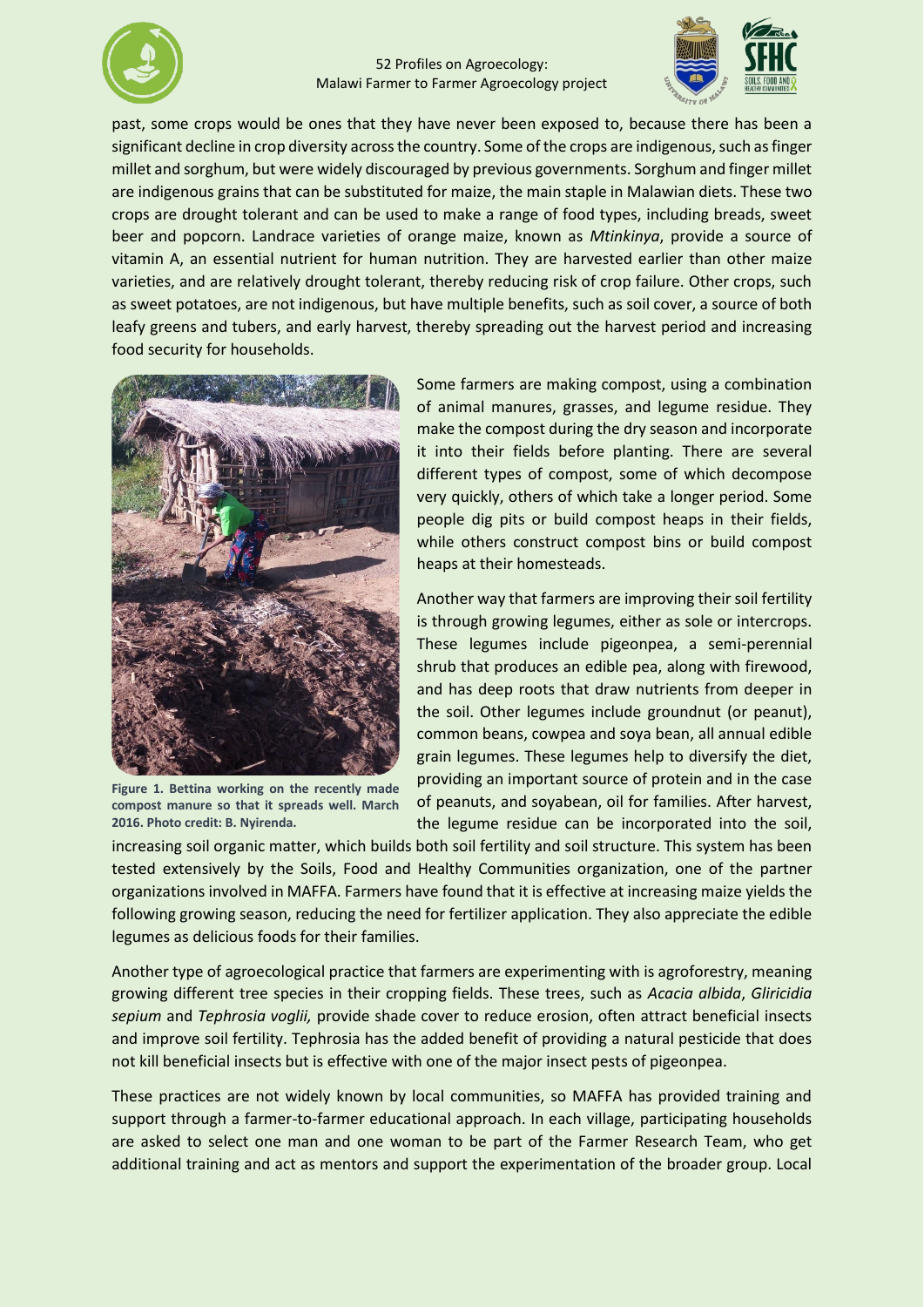past, some crops would be ones that they have never been exposed to, because there has been a significant decline in crop diversity across the country. Some of the crops are indigenous, such as finger millet and sorghum, but were widely discouraged by previous governments. Sorghum and finger millet are indigenous grains that can be substituted for maize, the main staple in Malawian diets. These two crops are drought tolerant and can be used to make a range of food types, including breads, sweet beer and popcorn. Landrace varieties of orange maize, known as *Mtinkinya*, provide a source of vitamin A, an essential nutrient for human nutrition. They are harvested earlier than other maize varieties, and are relatively drought tolerant, thereby reducing risk of crop failure. Other crops, such as sweet potatoes, are not indigenous, but have multiple benefits, such as soil cover, a source of both leafy greens and tubers, and early harvest, thereby spreading out the harvest period and increasing food security for households.

**Figure 1. Bettina working on the recently made compost manure so that it spreads well. March 2016. Photo credit: B. Nyirenda.**

Some farmers are making compost, using a combination of animal manures, grasses, and legume residue. They make the compost during the dry season and incorporate it into their fields before planting. There are several different types of compost, some of which decompose very quickly, others of which take a longer period. Some people dig pits or build compost heaps in their fields, while others construct compost bins or build compost heaps at their homesteads.

Another way that farmers are improving their soil fertility is through growing legumes, either as sole or intercrops. These legumes include pigeonpea, a semi-perennial shrub that produces an edible pea, along with firewood, and has deep roots that draw nutrients from deeper in the soil. Other legumes include groundnut (or peanut), common beans, cowpea and soya bean, all annual edible grain legumes. These legumes help to diversify the diet, providing an important source of protein and in the case of peanuts, and soyabean, oil for families. After harvest, the legume residue can be incorporated into the soil, increasing soil organic matter, which builds both soil fertility and soil structure. This system has been tested extensively by the Soils, Food and Healthy Communities organization, one of the partner organizations involved in MAFFA. Farmers have found that it is effective at increasing maize yields the following growing season, reducing the need for fertilizer application. They also appreciate the edible legumes as delicious foods for their families.

Another type of agroecological practice that farmers are experimenting with is agroforestry, meaning growing different tree species in their cropping fields. These trees, such as *Acacia albida*, *Gliricidia sepium* and *Tephrosia voglii,* provide shade cover to reduce erosion, often attract beneficial insects and improve soil fertility. Tephrosia has the added benefit of providing a natural pesticide that does not kill beneficial insects but is effective with one of the major insect pests of pigeonpea.

These practices are not widely known by local communities, so MAFFA has provided training and support through a farmer-to-farmer educational approach. In each village, participating households are asked to select one man and one woman to be part of the Farmer Research Team, who get additional training and act as mentors and support the experimentation of the broader group. Local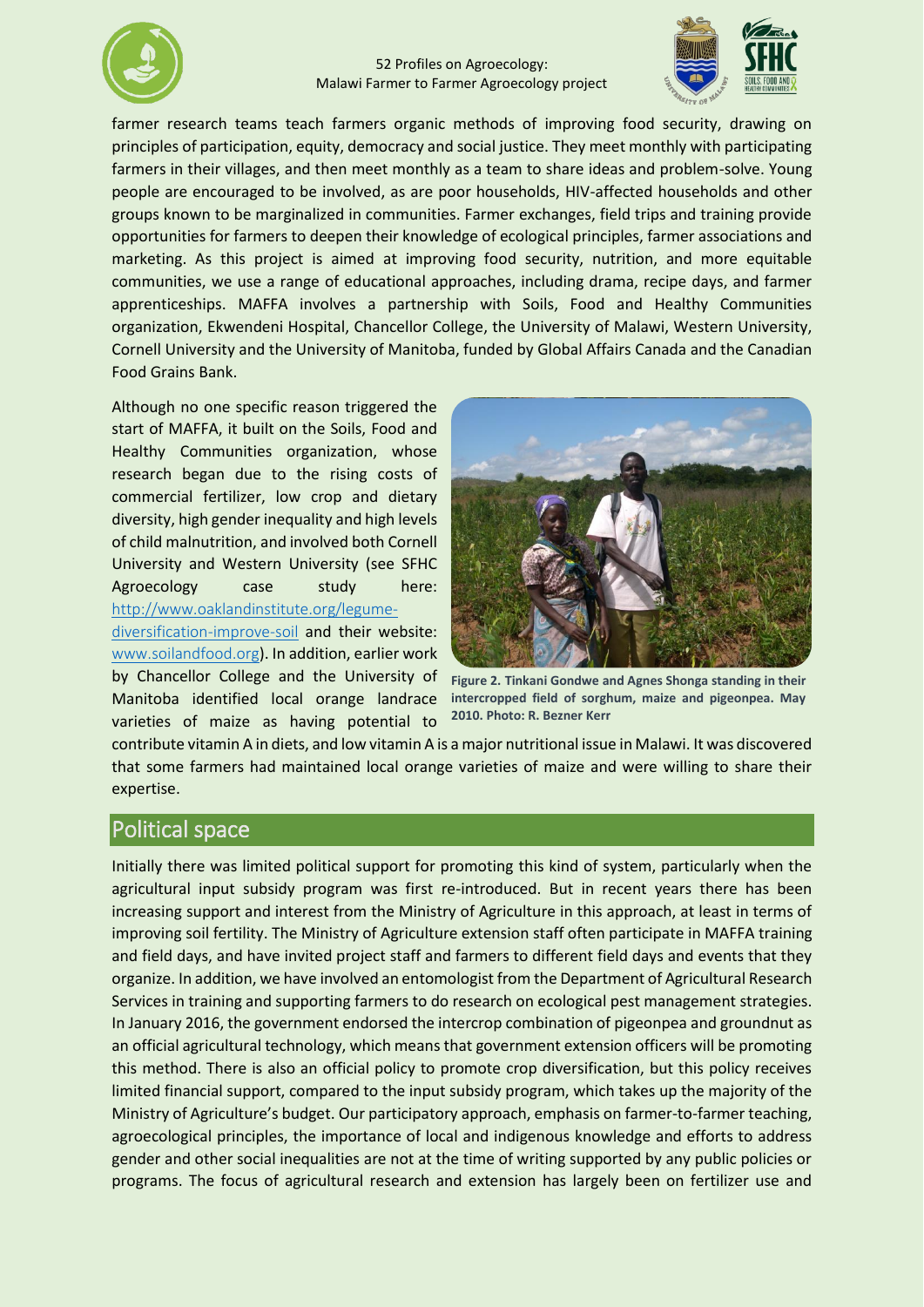farmer research teams teach farmers organic methods of improving food security, drawing on principles of participation, equity, democracy and social justice. They meet monthly with participating farmers in their villages, and then meet monthly as a team to share ideas and problem-solve. Young people are encouraged to be involved, as are poor households, HIV-affected households and other groups known to be marginalized in communities. Farmer exchanges, field trips and training provide opportunities for farmers to deepen their knowledge of ecological principles, farmer associations and marketing. As this project is aimed at improving food security, nutrition, and more equitable communities, we use a range of educational approaches, including drama, recipe days, and farmer apprenticeships. MAFFA involves a partnership with Soils, Food and Healthy Communities organization, Ekwendeni Hospital, Chancellor College, the University of Malawi, Western University, Cornell University and the University of Manitoba, funded by Global Affairs Canada and the Canadian Food Grains Bank.

Although no one specific reason triggered the start of MAFFA, it built on the Soils, Food and Healthy Communities organization, whose research began due to the rising costs of commercial fertilizer, low crop and dietary diversity, high gender inequality and high levels of child malnutrition, and involved both Cornell University and Western University (see SFHC Agroecology case study here: http://www.oaklandinstitute.org/legume-diversification-improve-soil and their website: www.soilandfood.org). In addition, earlier work by Chancellor College and the University of Manitoba identified local orange landrace varieties of maize as having potential to contribute vitamin A in diets, and low vitamin A is a major nutritional issue in Malawi. It was discovered that some farmers had maintained local orange varieties of maize and were willing to share their expertise.

**Figure 2. Tinkani Gondwe and Agnes Shonga standing in their intercropped field of sorghum, maize and pigeonpea. May 2010. Photo: R. Bezner Kerr**

## Political space

Initially there was limited political support for promoting this kind of system, particularly when the agricultural input subsidy program was first re-introduced. But in recent years there has been increasing support and interest from the Ministry of Agriculture in this approach, at least in terms of improving soil fertility. The Ministry of Agriculture extension staff often participate in MAFFA training and field days, and have invited project staff and farmers to different field days and events that they organize. In addition, we have involved an entomologist from the Department of Agricultural Research Services in training and supporting farmers to do research on ecological pest management strategies. In January 2016, the government endorsed the intercrop combination of pigeonpea and groundnut as an official agricultural technology, which means that government extension officers will be promoting this method. There is also an official policy to promote crop diversification, but this policy receives limited financial support, compared to the input subsidy program, which takes up the majority of the Ministry of Agriculture's budget. Our participatory approach, emphasis on farmer-to-farmer teaching, agroecological principles, the importance of local and indigenous knowledge and efforts to address gender and other social inequalities are not at the time of writing supported by any public policies or programs. The focus of agricultural research and extension has largely been on fertilizer use and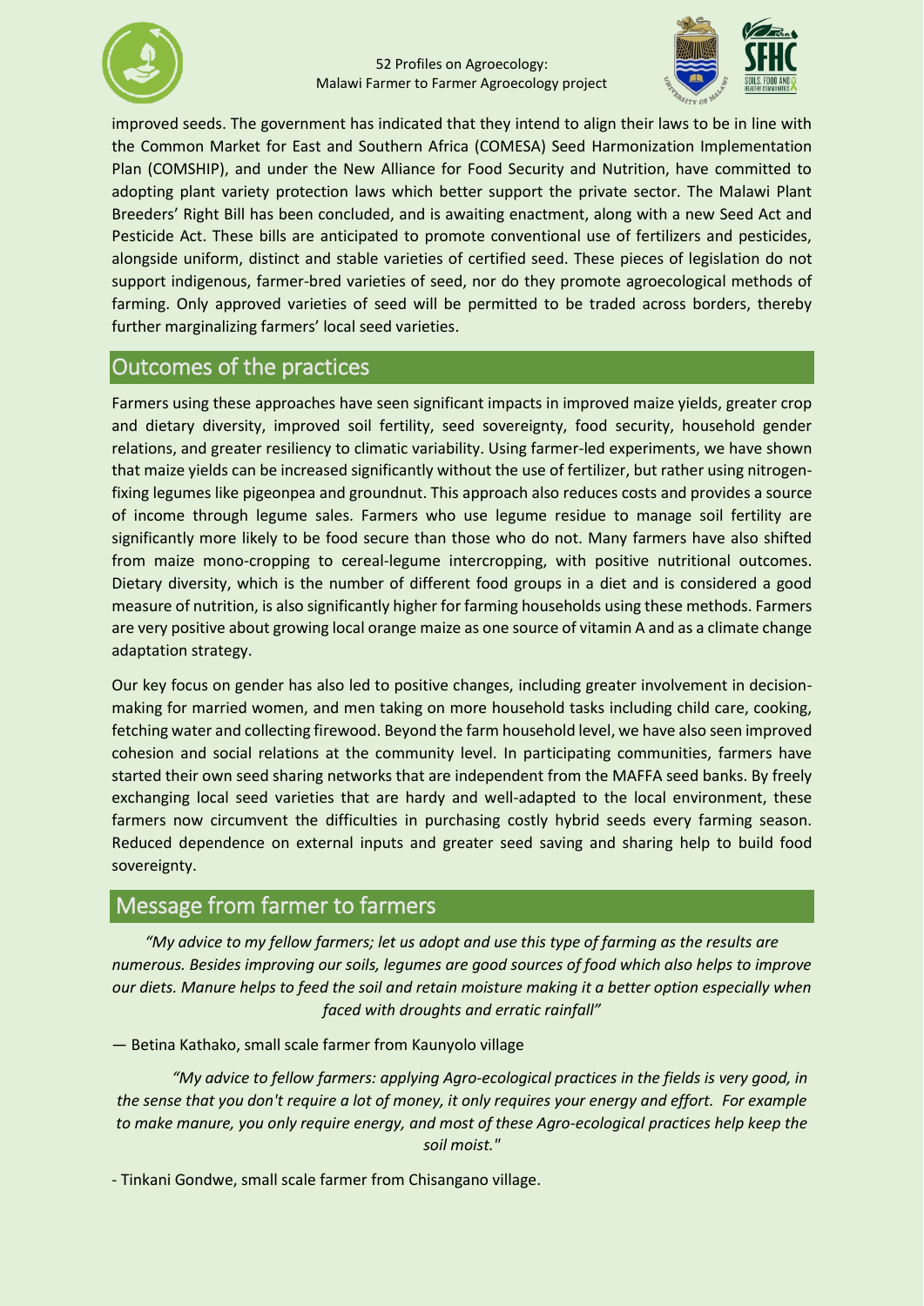improved seeds. The government has indicated that they intend to align their laws to be in line with the Common Market for East and Southern Africa (COMESA) Seed Harmonization Implementation Plan (COMSHIP), and under the New Alliance for Food Security and Nutrition, have committed to adopting plant variety protection laws which better support the private sector. The Malawi Plant Breeders' Right Bill has been concluded, and is awaiting enactment, along with a new Seed Act and Pesticide Act. These bills are anticipated to promote conventional use of fertilizers and pesticides, alongside uniform, distinct and stable varieties of certified seed. These pieces of legislation do not support indigenous, farmer-bred varieties of seed, nor do they promote agroecological methods of farming. Only approved varieties of seed will be permitted to be traded across borders, thereby further marginalizing farmers' local seed varieties.

## Outcomes of the practices

Farmers using these approaches have seen significant impacts in improved maize yields, greater crop and dietary diversity, improved soil fertility, seed sovereignty, food security, household gender relations, and greater resiliency to climatic variability. Using farmer-led experiments, we have shown that maize yields can be increased significantly without the use of fertilizer, but rather using nitrogen-fixing legumes like pigeonpea and groundnut. This approach also reduces costs and provides a source of income through legume sales. Farmers who use legume residue to manage soil fertility are significantly more likely to be food secure than those who do not. Many farmers have also shifted from maize mono-cropping to cereal-legume intercropping, with positive nutritional outcomes. Dietary diversity, which is the number of different food groups in a diet and is considered a good measure of nutrition, is also significantly higher for farming households using these methods. Farmers are very positive about growing local orange maize as one source of vitamin A and as a climate change adaptation strategy.

Our key focus on gender has also led to positive changes, including greater involvement in decision-making for married women, and men taking on more household tasks including child care, cooking, fetching water and collecting firewood. Beyond the farm household level, we have also seen improved cohesion and social relations at the community level. In participating communities, farmers have started their own seed sharing networks that are independent from the MAFFA seed banks. By freely exchanging local seed varieties that are hardy and well-adapted to the local environment, these farmers now circumvent the difficulties in purchasing costly hybrid seeds every farming season. Reduced dependence on external inputs and greater seed saving and sharing help to build food sovereignty.

## Message from farmer to farmers

*"My advice to my fellow farmers; let us adopt and use this type of farming as the results are numerous. Besides improving our soils, legumes are good sources of food which also helps to improve our diets. Manure helps to feed the soil and retain moisture making it a better option especially when faced with droughts and erratic rainfall"*

— Betina Kathako, small scale farmer from Kaunyolo village

*"My advice to fellow farmers: applying Agro-ecological practices in the fields is very good, in the sense that you don't require a lot of money, it only requires your energy and effort. For example to make manure, you only require energy, and most of these Agro-ecological practices help keep the soil moist."*

- Tinkani Gondwe, small scale farmer from Chisangano village.